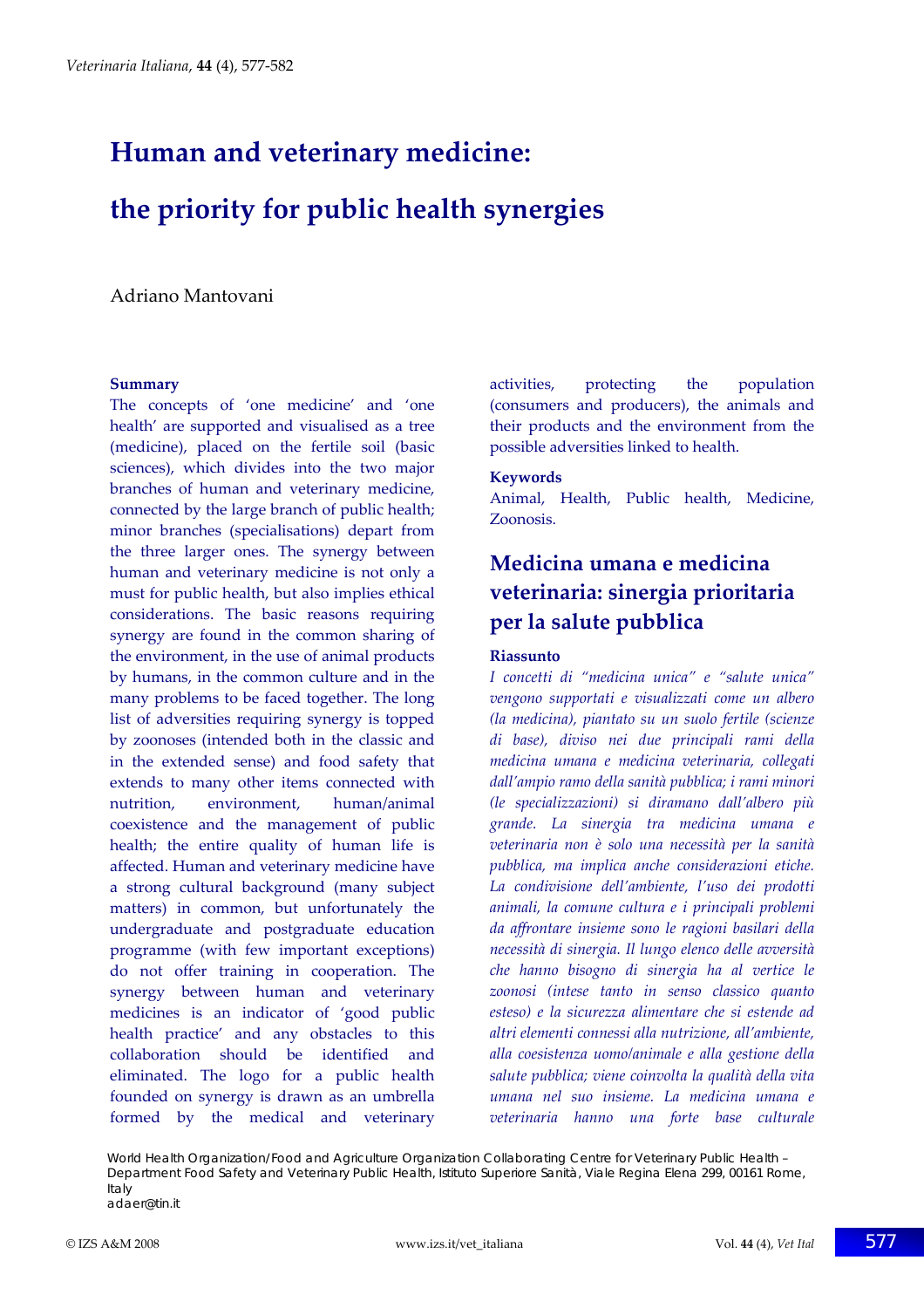# Human and veterinary medicine: the priority for public health synergies

Adriano Mantovani

## Summary

The concepts of 'one medicine' and 'one health' are supported and visualised as a tree (medicine), placed on the fertile soil (basic sciences), which divides into the two major branches of human and veterinary medicine, connected by the large branch of public health; minor branches (specialisations) depart from the three larger ones. The synergy between human and veterinary medicine is not only a must for public health, but also implies ethical considerations. The basic reasons requiring synergy are found in the common sharing of the environment, in the use of animal products by humans, in the common culture and in the many problems to be faced together. The long list of adversities requiring synergy is topped by zoonoses (intended both in the classic and in the extended sense) and food safety that extends to many other items connected with nutrition, environment, human/animal coexistence and the management of public health; the entire quality of human life is affected. Human and veterinary medicine have a strong cultural background (many subject matters) in common, but unfortunately the undergraduate and postgraduate education programme (with few important exceptions) do not offer training in cooperation. The synergy between human and veterinary medicines is an indicator of 'good public health practice' and any obstacles to this collaboration should be identified and eliminated. The logo for a public health founded on synergy is drawn as an umbrella formed by the medical and veterinary activities, protecting the population (consumers and producers), the animals and their products and the environment from the possible adversities linked to health.

### Keywords

Animal, Health, Public health, Medicine, Zoonosis.

## Medicina umana e medicina veterinaria: sinergia prioritaria per la salute pubblica

### Riassunto

*I concetti di "medicina unica" e "salute unica" vengono supportati e visualizzati come un albero (la medicina), piantato su un suolo fertile (scienze di base), diviso nei due principali rami della medicina umana e medicina veterinaria, collegati dall'ampio ramo della sanità pubblica; i rami minori (le specializzazioni) si diramano dall'albero più grande. La sinergia tra medicina umana e veterinaria non è solo una necessità per la sanità pubblica, ma implica anche considerazioni etiche. La condivisione dell'ambiente, l'uso dei prodotti animali, la comune cultura e i principali problemi da affrontare insieme sono le ragioni basilari della necessità di sinergia. Il lungo elenco delle avversità che hanno bisogno di sinergia ha al vertice le zoonosi (intese tanto in senso classico quanto esteso) e la sicurezza alimentare che si estende ad altri elementi connessi alla nutrizione, all'ambiente, alla coesistenza uomo/animale e alla gestione della salute pubblica; viene coinvolta la qualità della vita umana nel suo insieme. La medicina umana e veterinaria hanno una forte base culturale*

World Health Organization/Food and Agriculture Organization Collaborating Centre for Veterinary Public Health – Department Food Safety and Veterinary Public Health, Istituto Superiore Sanità, Viale Regina Elena 299, 00161 Rome, Italy
adaer@tin.it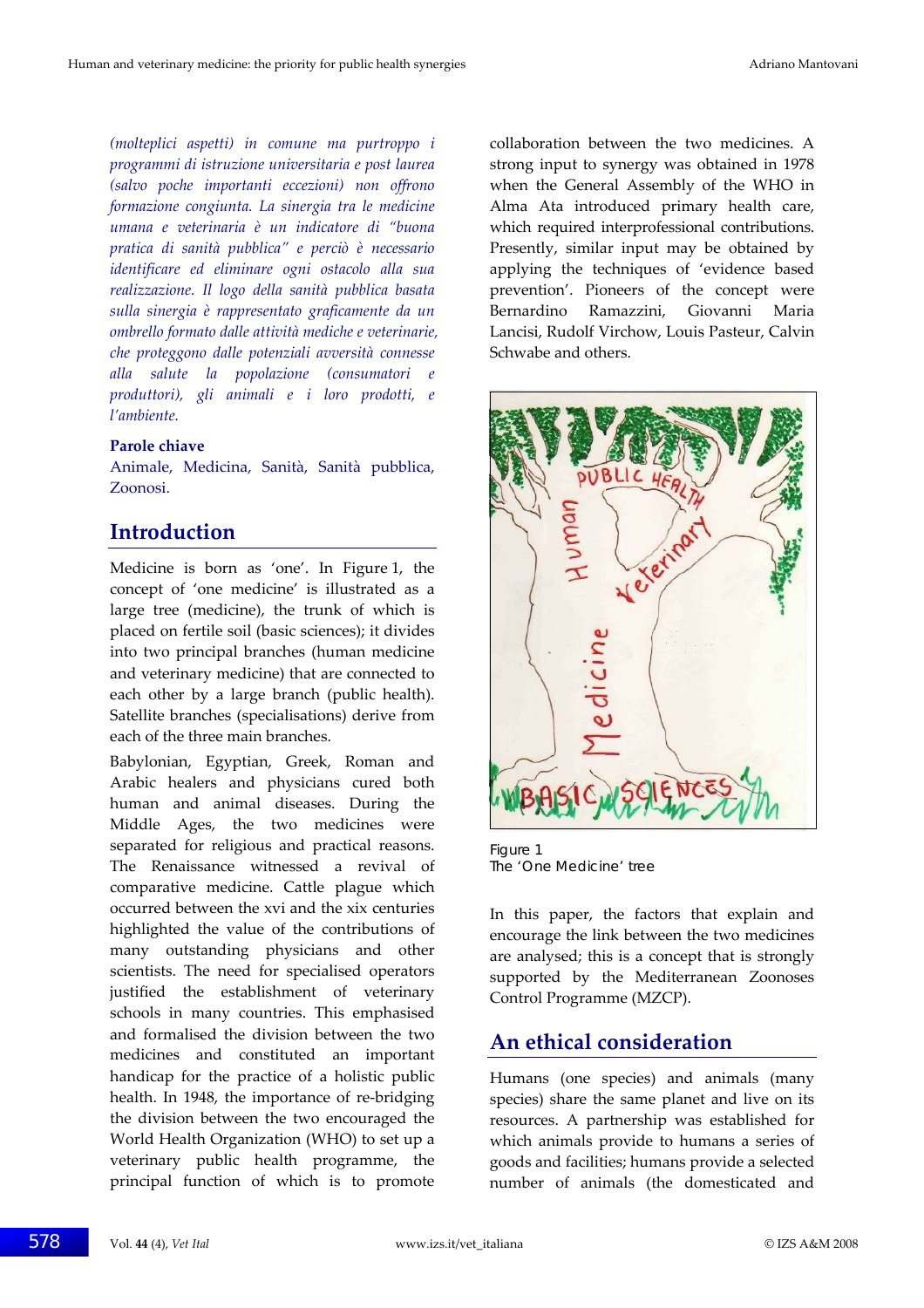*(molteplici aspetti) in comune ma purtroppo i programmi di istruzione universitaria e post laurea (salvo poche importanti eccezioni) non offrono formazione congiunta. La sinergia tra le medicine umana e veterinaria è un indicatore di "buona pratica di sanità pubblica" e perciò è necessario identificare ed eliminare ogni ostacolo alla sua realizzazione. Il logo della sanità pubblica basata sulla sinergia è rappresentato graficamente da un ombrello formato dalle attività mediche e veterinarie, che proteggono dalle potenziali avversità connesse alla salute la popolazione (consumatori e produttori), gli animali e i loro prodotti, e l'ambiente.*

**Parole chiave**

Animale, Medicina, Sanità, Sanità pubblica, Zoonosi.

## Introduction

Medicine is born as 'one'. In Figure 1, the concept of 'one medicine' is illustrated as a large tree (medicine), the trunk of which is placed on fertile soil (basic sciences); it divides into two principal branches (human medicine and veterinary medicine) that are connected to each other by a large branch (public health). Satellite branches (specialisations) derive from each of the three main branches.

Babylonian, Egyptian, Greek, Roman and Arabic healers and physicians cured both human and animal diseases. During the Middle Ages, the two medicines were separated for religious and practical reasons. The Renaissance witnessed a revival of comparative medicine. Cattle plague which occurred between the xvi and the xix centuries highlighted the value of the contributions of many outstanding physicians and other scientists. The need for specialised operators justified the establishment of veterinary schools in many countries. This emphasised and formalised the division between the two medicines and constituted an important handicap for the practice of a holistic public health. In 1948, the importance of re-bridging the division between the two encouraged the World Health Organization (WHO) to set up a veterinary public health programme, the principal function of which is to promote collaboration between the two medicines. A strong input to synergy was obtained in 1978 when the General Assembly of the WHO in Alma Ata introduced primary health care, which required interprofessional contributions. Presently, similar input may be obtained by applying the techniques of 'evidence based prevention'. Pioneers of the concept were Bernardino Ramazzini, Giovanni Maria Lancisi, Rudolf Virchow, Louis Pasteur, Calvin Schwabe and others.

Figure 1
The 'One Medicine' tree

In this paper, the factors that explain and encourage the link between the two medicines are analysed; this is a concept that is strongly supported by the Mediterranean Zoonoses Control Programme (MZCP).

## An ethical consideration

Humans (one species) and animals (many species) share the same planet and live on its resources. A partnership was established for which animals provide to humans a series of goods and facilities; humans provide a selected number of animals (the domesticated and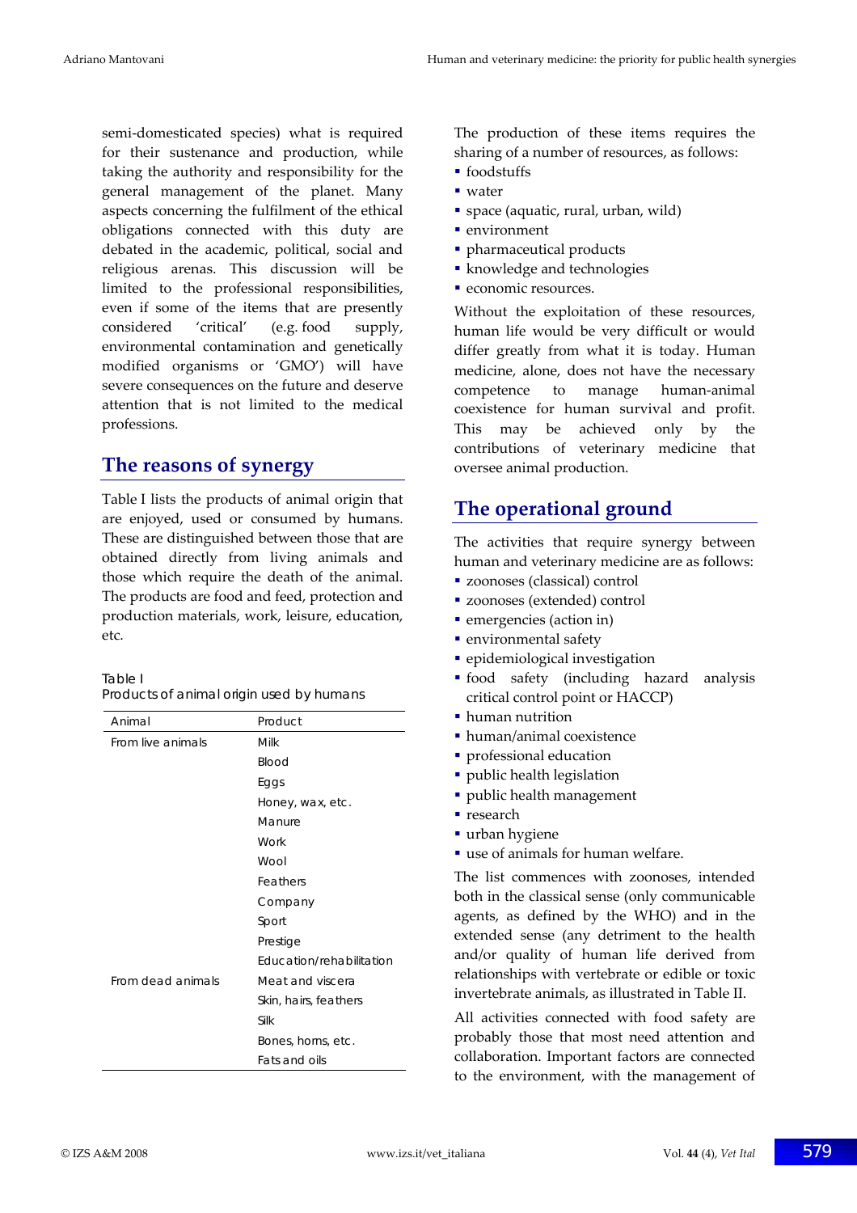semi-domesticated species) what is required for their sustenance and production, while taking the authority and responsibility for the general management of the planet. Many aspects concerning the fulfilment of the ethical obligations connected with this duty are debated in the academic, political, social and religious arenas. This discussion will be limited to the professional responsibilities, even if some of the items that are presently considered 'critical' (e.g. food supply, environmental contamination and genetically modified organisms or 'GMO') will have severe consequences on the future and deserve attention that is not limited to the medical professions.

## The reasons of synergy

Table I lists the products of animal origin that are enjoyed, used or consumed by humans. These are distinguished between those that are obtained directly from living animals and those which require the death of the animal. The products are food and feed, protection and production materials, work, leisure, education, etc.

Table I
Products of animal origin used by humans

| Animal | Product |
|---|---|
| From live animals | Milk |
| | Blood |
| | Eggs |
| | Honey, wax, etc. |
| | Manure |
| | Work |
| | Wool |
| | Feathers |
| | Company |
| | Sport |
| | Prestige |
| | Education/rehabilitation |
| From dead animals | Meat and viscera |
| | Skin, hairs, feathers |
| | Silk |
| | Bones, horns, etc. |
| | Fats and oils |

The production of these items requires the sharing of a number of resources, as follows:

- foodstuffs
- water
- space (aquatic, rural, urban, wild)
- environment
- pharmaceutical products
- knowledge and technologies
- economic resources.

Without the exploitation of these resources, human life would be very difficult or would differ greatly from what it is today. Human medicine, alone, does not have the necessary competence to manage human-animal coexistence for human survival and profit. This may be achieved only by the contributions of veterinary medicine that oversee animal production.

## The operational ground

The activities that require synergy between human and veterinary medicine are as follows:

- zoonoses (classical) control
- zoonoses (extended) control
- emergencies (action in)
- environmental safety
- epidemiological investigation
- food safety (including hazard analysis critical control point or HACCP)
- human nutrition
- human/animal coexistence
- professional education
- public health legislation
- public health management
- research
- urban hygiene
- use of animals for human welfare.

The list commences with zoonoses, intended both in the classical sense (only communicable agents, as defined by the WHO) and in the extended sense (any detriment to the health and/or quality of human life derived from relationships with vertebrate or edible or toxic invertebrate animals, as illustrated in Table II.

All activities connected with food safety are probably those that most need attention and collaboration. Important factors are connected to the environment, with the management of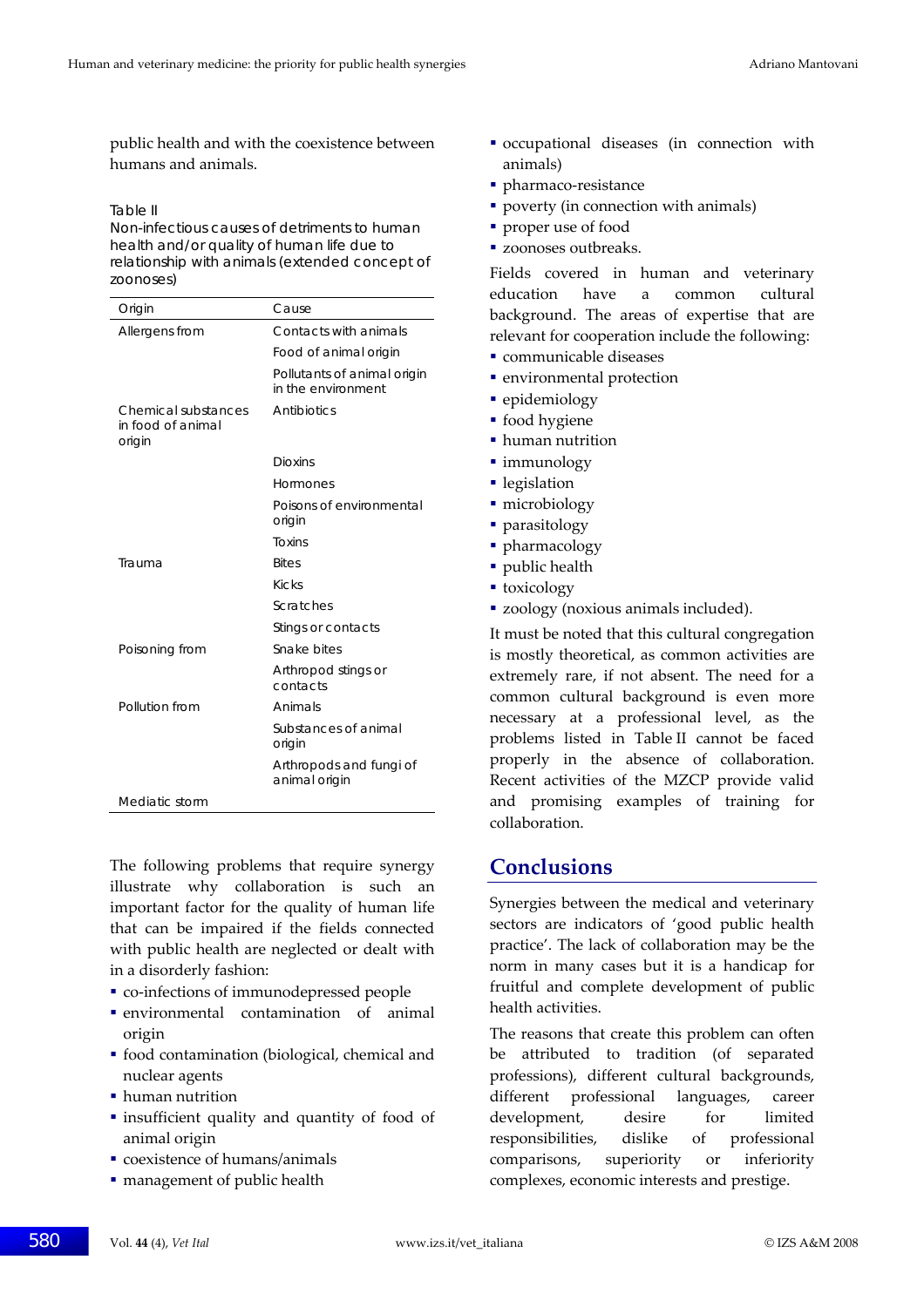public health and with the coexistence between humans and animals.

Table II
Non-infectious causes of detriments to human health and/or quality of human life due to relationship with animals (extended concept of zoonoses)

| Origin | Cause |
|---|---|
| Allergens from | Contacts with animals |
| | Food of animal origin |
| | Pollutants of animal origin in the environment |
| Chemical substances in food of animal origin | Antibiotics |
| | Dioxins |
| | Hormones |
| | Poisons of environmental origin |
| | Toxins |
| Trauma | Bites |
| | Kicks |
| | Scratches |
| | Stings or contacts |
| Poisoning from | Snake bites |
| | Arthropod stings or contacts |
| Pollution from | Animals |
| | Substances of animal origin |
| | Arthropods and fungi of animal origin |
| Mediatic storm | |

The following problems that require synergy illustrate why collaboration is such an important factor for the quality of human life that can be impaired if the fields connected with public health are neglected or dealt with in a disorderly fashion:

- co-infections of immunodepressed people
- environmental contamination of animal origin
- food contamination (biological, chemical and nuclear agents
- human nutrition
- insufficient quality and quantity of food of animal origin
- coexistence of humans/animals
- management of public health
- occupational diseases (in connection with animals)
- pharmaco-resistance
- poverty (in connection with animals)
- proper use of food
- zoonoses outbreaks.

Fields covered in human and veterinary education have a common cultural background. The areas of expertise that are relevant for cooperation include the following:

- communicable diseases
- environmental protection
- epidemiology
- food hygiene
- human nutrition
- immunology
- legislation
- microbiology
- parasitology
- pharmacology
- public health
- toxicology
- zoology (noxious animals included).

It must be noted that this cultural congregation is mostly theoretical, as common activities are extremely rare, if not absent. The need for a common cultural background is even more necessary at a professional level, as the problems listed in Table II cannot be faced properly in the absence of collaboration. Recent activities of the MZCP provide valid and promising examples of training for collaboration.

## Conclusions

Synergies between the medical and veterinary sectors are indicators of 'good public health practice'. The lack of collaboration may be the norm in many cases but it is a handicap for fruitful and complete development of public health activities.

The reasons that create this problem can often be attributed to tradition (of separated professions), different cultural backgrounds, different professional languages, career development, desire for limited responsibilities, dislike of professional comparisons, superiority or inferiority complexes, economic interests and prestige.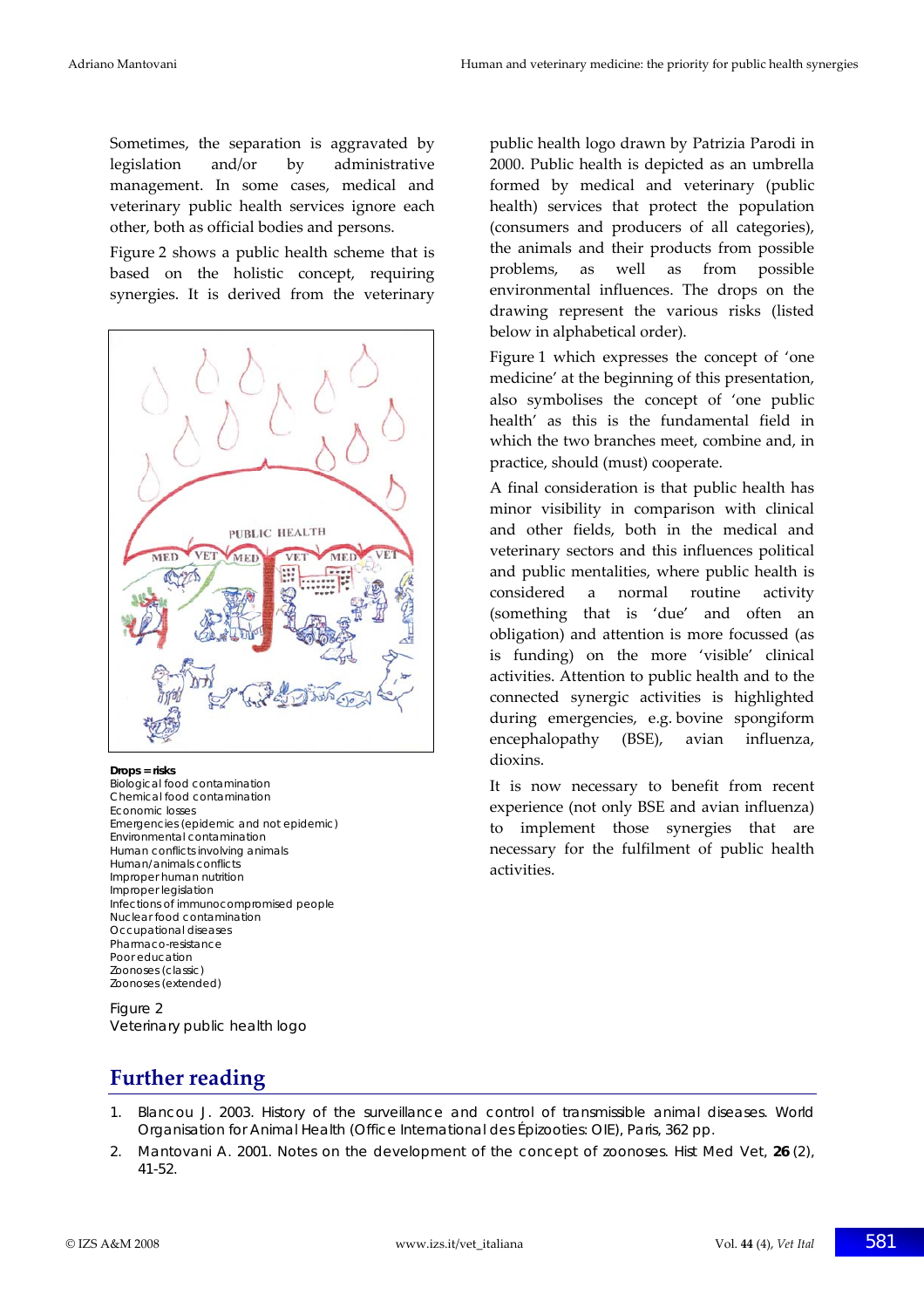Sometimes, the separation is aggravated by legislation and/or by administrative management. In some cases, medical and veterinary public health services ignore each other, both as official bodies and persons.

Figure 2 shows a public health scheme that is based on the holistic concept, requiring synergies. It is derived from the veterinary public health logo drawn by Patrizia Parodi in 2000. Public health is depicted as an umbrella formed by medical and veterinary (public health) services that protect the population (consumers and producers of all categories), the animals and their products from possible problems, as well as from possible environmental influences. The drops on the drawing represent the various risks (listed below in alphabetical order).

**Drops = risks**
Biological food contamination
Chemical food contamination
Economic losses
Emergencies (epidemic and not epidemic)
Environmental contamination
Human conflicts involving animals
Human/animals conflicts
Improper human nutrition
Improper legislation
Infections of immunocompromised people
Nuclear food contamination
Occupational diseases
Pharmaco-resistance
Poor education
Zoonoses (classic)
Zoonoses (extended)

Figure 2
Veterinary public health logo

Figure 1 which expresses the concept of 'one medicine' at the beginning of this presentation, also symbolises the concept of 'one public health' as this is the fundamental field in which the two branches meet, combine and, in practice, should (must) cooperate.

A final consideration is that public health has minor visibility in comparison with clinical and other fields, both in the medical and veterinary sectors and this influences political and public mentalities, where public health is considered a normal routine activity (something that is 'due' and often an obligation) and attention is more focussed (as is funding) on the more 'visible' clinical activities. Attention to public health and to the connected synergic activities is highlighted during emergencies, e.g. bovine spongiform encephalopathy (BSE), avian influenza, dioxins.

It is now necessary to benefit from recent experience (not only BSE and avian influenza) to implement those synergies that are necessary for the fulfilment of public health activities.

## Further reading

1. Blancou J. 2003. History of the surveillance and control of transmissible animal diseases. World Organisation for Animal Health (Office International des Épizooties: OIE), Paris, 362 pp.
2. Mantovani A. 2001. Notes on the development of the concept of zoonoses. Hist Med Vet, **26** (2), 41-52.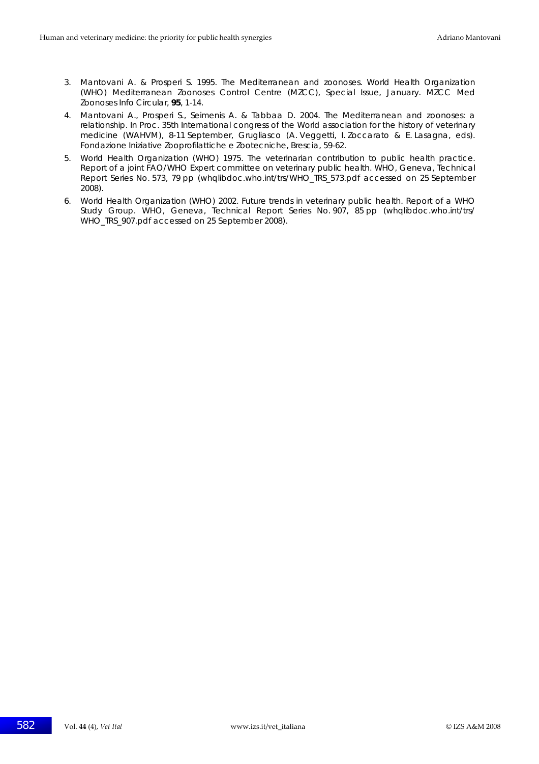3. Mantovani A. & Prosperi S. 1995. The Mediterranean and zoonoses. World Health Organization (WHO) Mediterranean Zoonoses Control Centre (MZCC), Special Issue, January. MZCC Med Zoonoses Info Circular, **95**, 1-14.
4. Mantovani A., Prosperi S., Seimenis A. & Tabbaa D. 2004. The Mediterranean and zoonoses: a relationship. In Proc. 35th International congress of the World association for the history of veterinary medicine (WAHVM), 8-11 September, Grugliasco (A. Veggetti, I. Zoccarato & E. Lasagna, eds). Fondazione Iniziative Zooprofilattiche e Zootecniche, Brescia, 59-62.
5. World Health Organization (WHO) 1975. The veterinarian contribution to public health practice. Report of a joint FAO/WHO Expert committee on veterinary public health. WHO, Geneva, Technical Report Series No. 573, 79 pp (whqlibdoc.who.int/trs/WHO_TRS_573.pdf accessed on 25 September 2008).
6. World Health Organization (WHO) 2002. Future trends in veterinary public health. Report of a WHO Study Group. WHO, Geneva, Technical Report Series No. 907, 85 pp (whqlibdoc.who.int/trs/WHO_TRS_907.pdf accessed on 25 September 2008).